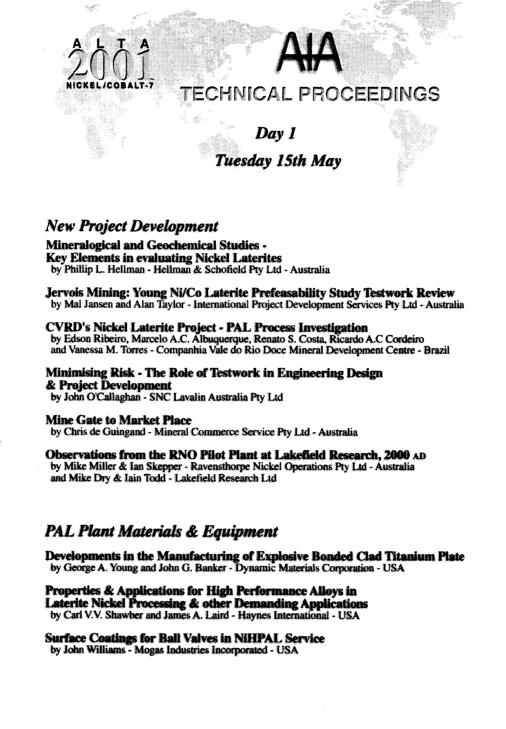ALTA 2001 NICKEL/COBALT-7

# AIA

# TECHNICAL PROCEEDINGS

## *Day 1*

## *Tuesday 15th May*

## *New Project Development*

**Mineralogical and Geochemical Studies - Key Elements in evaluating Nickel Laterites**
by Phillip L. Hellman - Hellman & Schofield Pty Ltd - Australia

**Jervois Mining: Young Ni/Co Laterite Prefeasability Study Testwork Review**
by Mal Jansen and Alan Taylor - International Project Development Services Pty Ltd - Australia

**CVRD's Nickel Laterite Project - PAL Process Investigation**
by Edson Ribeiro, Marcelo A.C. Albuquerque, Renato S. Costa, Ricardo A.C Cordeiro and Vanessa M. Torres - Companhia Vale do Rio Doce Mineral Development Centre - Brazil

**Minimising Risk - The Role of Testwork in Engineering Design & Project Development**
by John O'Callaghan - SNC Lavalin Australia Pty Ltd

**Mine Gate to Market Place**
by Chris de Guingand - Mineral Commerce Service Pty Ltd - Australia

**Observations from the RNO Pilot Plant at Lakefield Research, 2000 AD**
by Mike Miller & Ian Skepper - Ravensthorpe Nickel Operations Pty Ltd - Australia and Mike Dry & Iain Todd - Lakefield Research Ltd

## *PAL Plant Materials & Equipment*

**Developments in the Manufacturing of Explosive Bonded Clad Titanium Plate**
by George A. Young and John G. Banker - Dynamic Materials Corporation - USA

**Properties & Applications for High Performance Alloys in Laterite Nickel Processing & other Demanding Applications**
by Carl V.V. Shawber and James A. Laird - Haynes International - USA

**Surface Coatings for Ball Valves in NiHPAL Service**
by John Williams - Mogas Industries Incorporated - USA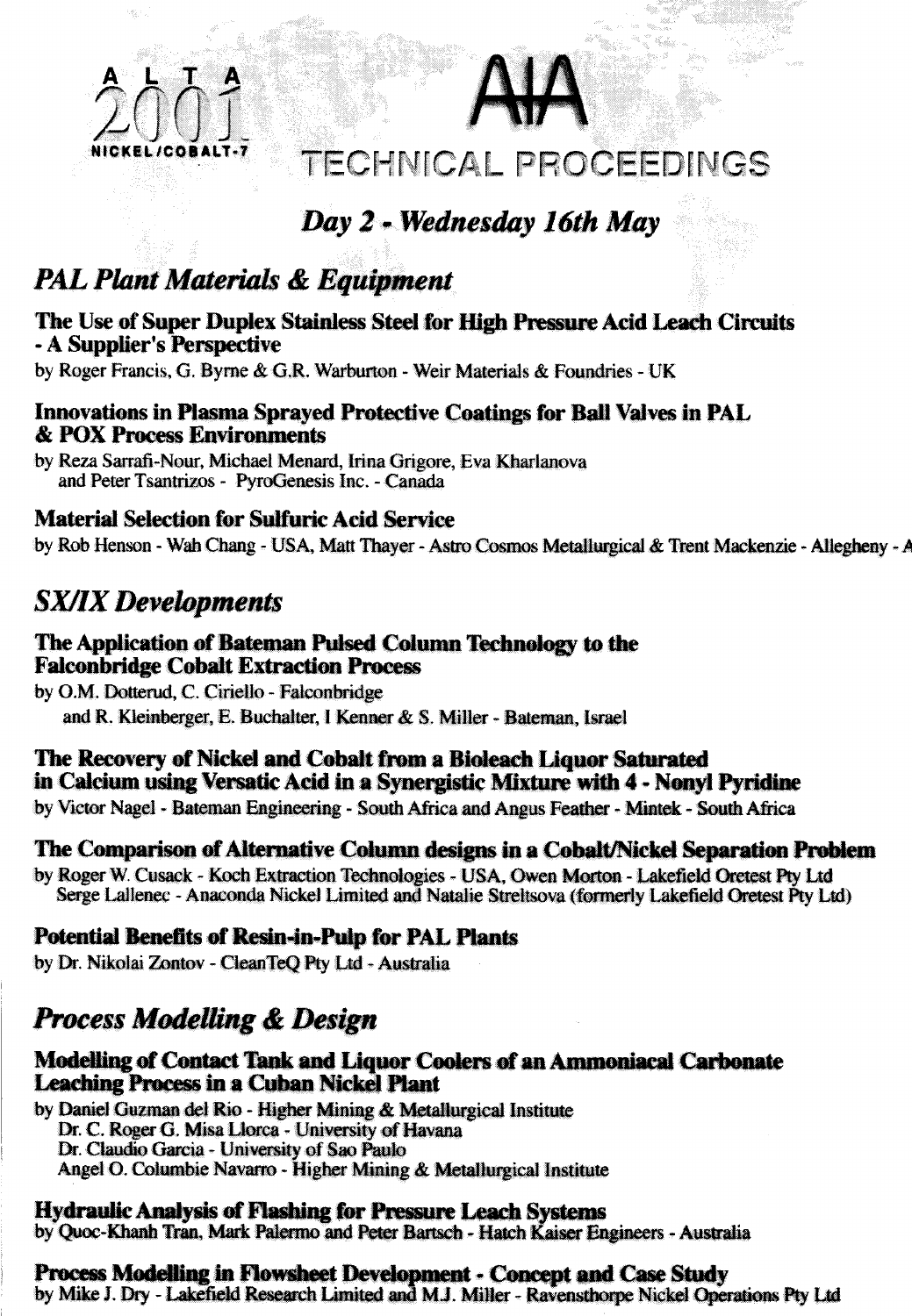ALTA 2001

NICKEL/COBALT-7

AIA

# TECHNICAL PROCEEDINGS

## *Day 2 - Wednesday 16th May*

## *PAL Plant Materials & Equipment*

### The Use of Super Duplex Stainless Steel for High Pressure Acid Leach Circuits - A Supplier's Perspective

by Roger Francis, G. Byrne & G.R. Warburton - Weir Materials & Foundries - UK

### Innovations in Plasma Sprayed Protective Coatings for Ball Valves in PAL & POX Process Environments

by Reza Sarrafi-Nour, Michael Menard, Irina Grigore, Eva Kharlanova and Peter Tsantrizos - PyroGenesis Inc. - Canada

### Material Selection for Sulfuric Acid Service

by Rob Henson - Wah Chang - USA, Matt Thayer - Astro Cosmos Metallurgical & Trent Mackenzie - Allegheny - A

## *SX/IX Developments*

### The Application of Bateman Pulsed Column Technology to the Falconbridge Cobalt Extraction Process

by O.M. Dotterud, C. Ciriello - Falconbridge and R. Kleinberger, E. Buchalter, I Kenner & S. Miller - Bateman, Israel

### The Recovery of Nickel and Cobalt from a Bioleach Liquor Saturated in Calcium using Versatic Acid in a Synergistic Mixture with 4 - Nonyl Pyridine

by Victor Nagel - Bateman Engineering - South Africa and Angus Feather - Mintek - South Africa

### The Comparison of Alternative Column designs in a Cobalt/Nickel Separation Problem

by Roger W. Cusack - Koch Extraction Technologies - USA, Owen Morton - Lakefield Oretest Pty Ltd Serge Lallenec - Anaconda Nickel Limited and Natalie Streltsova (formerly Lakefield Oretest Pty Ltd)

### Potential Benefits of Resin-in-Pulp for PAL Plants

by Dr. Nikolai Zontov - CleanTeQ Pty Ltd - Australia

## *Process Modelling & Design*

### Modelling of Contact Tank and Liquor Coolers of an Ammoniacal Carbonate Leaching Process in a Cuban Nickel Plant

by Daniel Guzman del Rio - Higher Mining & Metallurgical Institute
Dr. C. Roger G. Misa Llorca - University of Havana
Dr. Claudio Garcia - University of Sao Paulo
Angel O. Columbie Navarro - Higher Mining & Metallurgical Institute

### Hydraulic Analysis of Flashing for Pressure Leach Systems

by Quoc-Khanh Tran, Mark Palermo and Peter Bartsch - Hatch Kaiser Engineers - Australia

### Process Modelling in Flowsheet Development - Concept and Case Study

by Mike J. Dry - Lakefield Research Limited and M.J. Miller - Ravensthorpe Nickel Operations Pty Ltd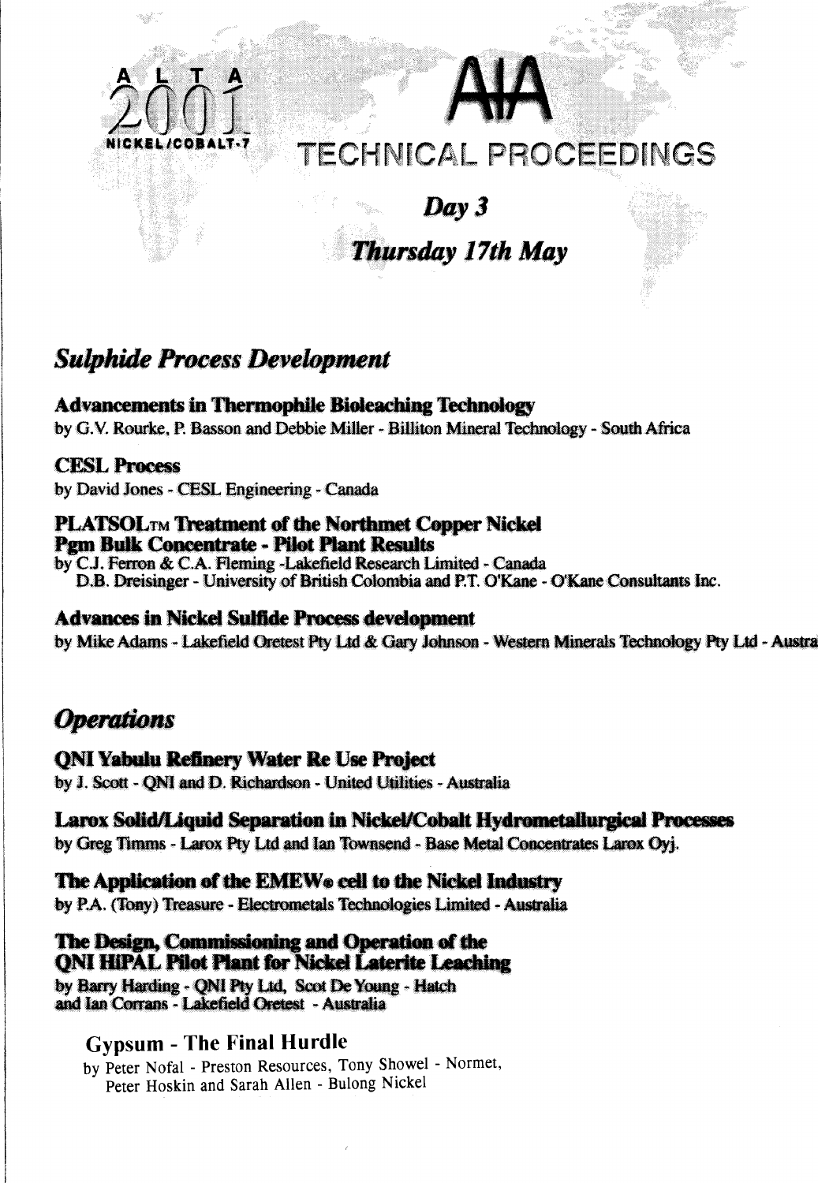ALTA 2001 NICKEL/COBALT-7

AIA

# TECHNICAL PROCEEDINGS

## *Day 3*

## *Thursday 17th May*

## *Sulphide Process Development*

**Advancements in Thermophile Bioleaching Technology**
by G.V. Rourke, P. Basson and Debbie Miller - Billiton Mineral Technology - South Africa

**CESL Process**
by David Jones - CESL Engineering - Canada

**PLATSOL™ Treatment of the Northmet Copper Nickel Pgm Bulk Concentrate - Pilot Plant Results**
by C.J. Ferron & C.A. Fleming -Lakefield Research Limited - Canada
D.B. Dreisinger - University of British Colombia and P.T. O'Kane - O'Kane Consultants Inc.

**Advances in Nickel Sulfide Process development**
by Mike Adams - Lakefield Oretest Pty Ltd & Gary Johnson - Western Minerals Technology Pty Ltd - Austra

## *Operations*

**QNI Yabulu Refinery Water Re Use Project**
by J. Scott - QNI and D. Richardson - United Utilities - Australia

**Larox Solid/Liquid Separation in Nickel/Cobalt Hydrometallurgical Processes**
by Greg Timms - Larox Pty Ltd and Ian Townsend - Base Metal Concentrates Larox Oyj.

**The Application of the EMEW® cell to the Nickel Industry**
by P.A. (Tony) Treasure - Electrometals Technologies Limited - Australia

**The Design, Commissioning and Operation of the QNI HIPAL Pilot Plant for Nickel Laterite Leaching**
by Barry Harding - QNI Pty Ltd, Scot De Young - Hatch
and Ian Corrans - Lakefield Oretest - Australia

**Gypsum - The Final Hurdle**
by Peter Nofal - Preston Resources, Tony Showel - Normet,
Peter Hoskin and Sarah Allen - Bulong Nickel